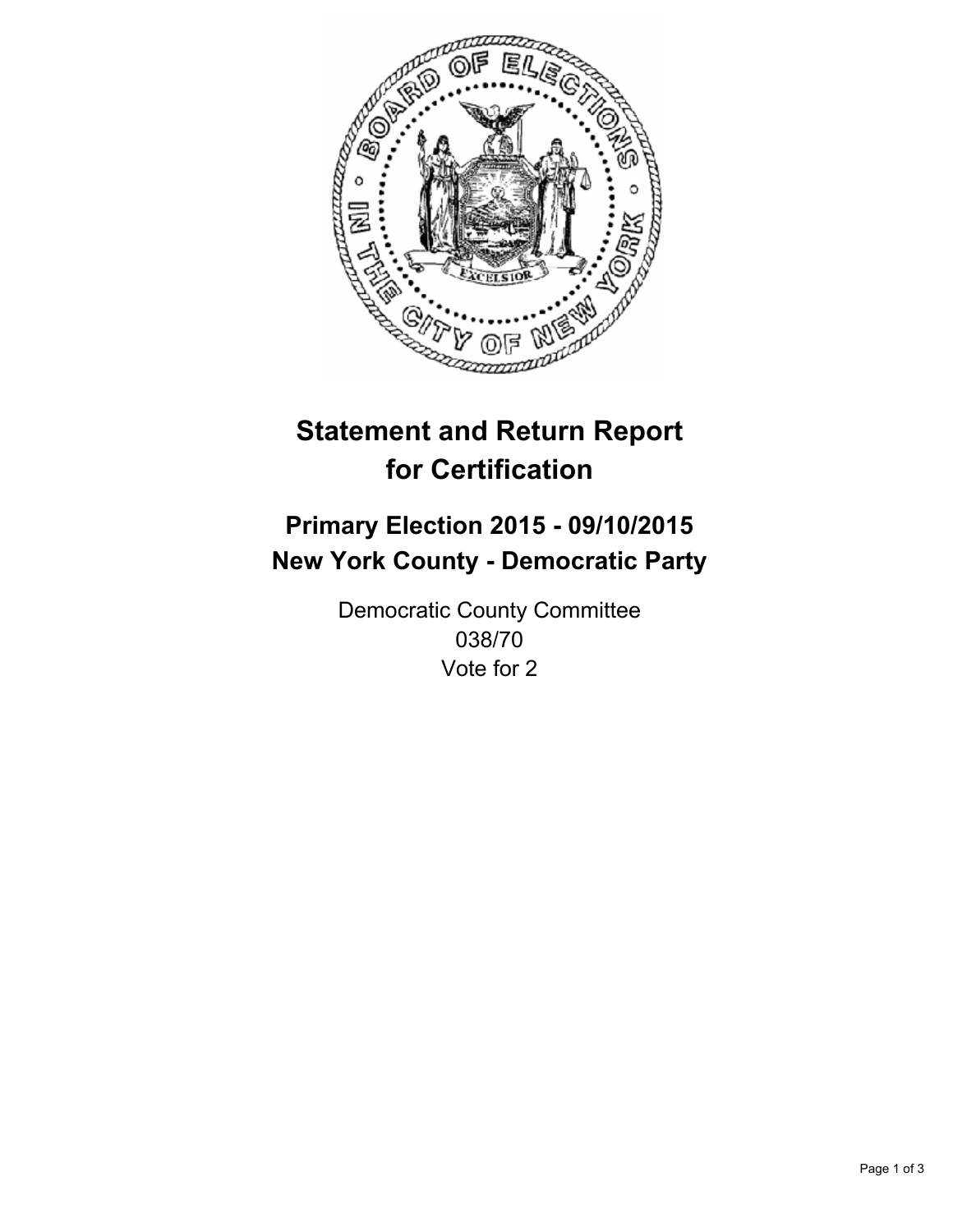# Statement and Return Report for Certification

## Primary Election 2015 - 09/10/2015
## New York County - Democratic Party

Democratic County Committee
038/70
Vote for 2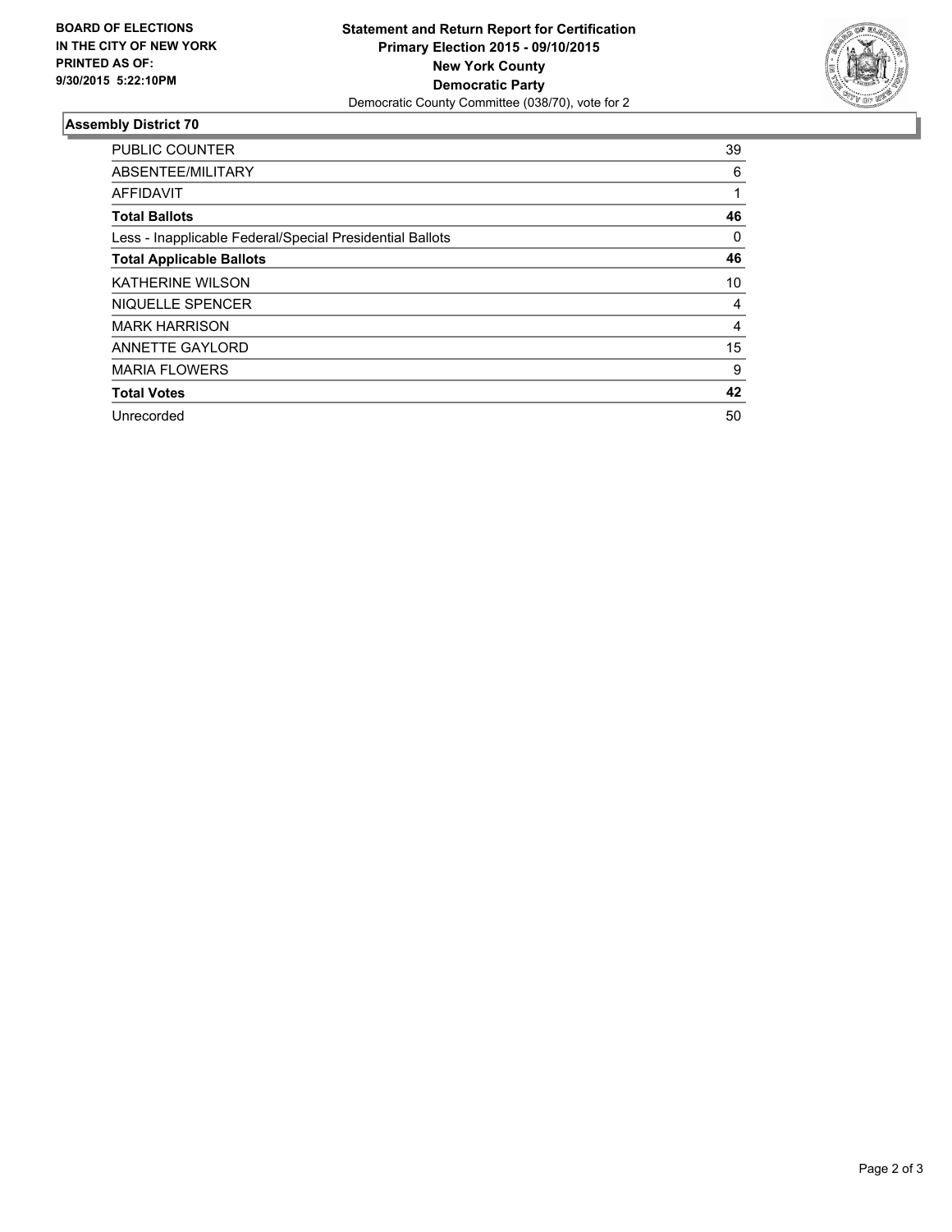**BOARD OF ELECTIONS**
**IN THE CITY OF NEW YORK**
**PRINTED AS OF:**
**9/30/2015 5:22:10PM**

**Statement and Return Report for Certification**
**Primary Election 2015 - 09/10/2015**
**New York County**
**Democratic Party**
Democratic County Committee (038/70), vote for 2

## Assembly District 70

| | |
|---|---|
| PUBLIC COUNTER | 39 |
| ABSENTEE/MILITARY | 6 |
| AFFIDAVIT | 1 |
| **Total Ballots** | **46** |
| Less - Inapplicable Federal/Special Presidential Ballots | 0 |
| **Total Applicable Ballots** | **46** |
| KATHERINE WILSON | 10 |
| NIQUELLE SPENCER | 4 |
| MARK HARRISON | 4 |
| ANNETTE GAYLORD | 15 |
| MARIA FLOWERS | 9 |
| **Total Votes** | **42** |
| Unrecorded | 50 |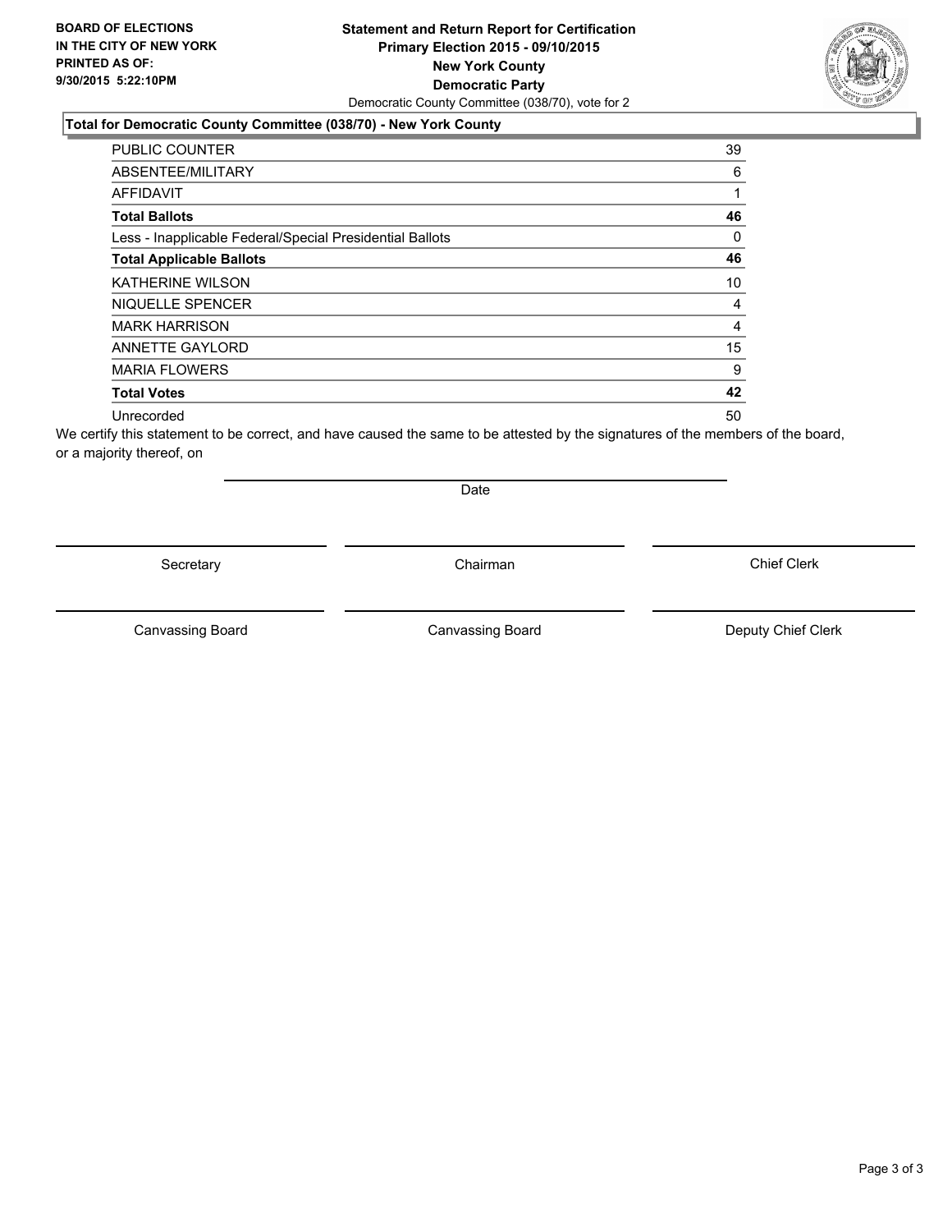**BOARD OF ELECTIONS IN THE CITY OF NEW YORK PRINTED AS OF: 9/30/2015 5:22:10PM**

**Statement and Return Report for Certification**
**Primary Election 2015 - 09/10/2015**
**New York County**
**Democratic Party**
Democratic County Committee (038/70), vote for 2

**Total for Democratic County Committee (038/70) - New York County**

| | |
|---|---|
| PUBLIC COUNTER | 39 |
| ABSENTEE/MILITARY | 6 |
| AFFIDAVIT | 1 |
| **Total Ballots** | **46** |
| Less - Inapplicable Federal/Special Presidential Ballots | 0 |
| **Total Applicable Ballots** | **46** |
| KATHERINE WILSON | 10 |
| NIQUELLE SPENCER | 4 |
| MARK HARRISON | 4 |
| ANNETTE GAYLORD | 15 |
| MARIA FLOWERS | 9 |
| **Total Votes** | **42** |
| Unrecorded | 50 |

We certify this statement to be correct, and have caused the same to be attested by the signatures of the members of the board, or a majority thereof, on

Date

Secretary

Chairman

Chief Clerk

Canvassing Board

Canvassing Board

Deputy Chief Clerk